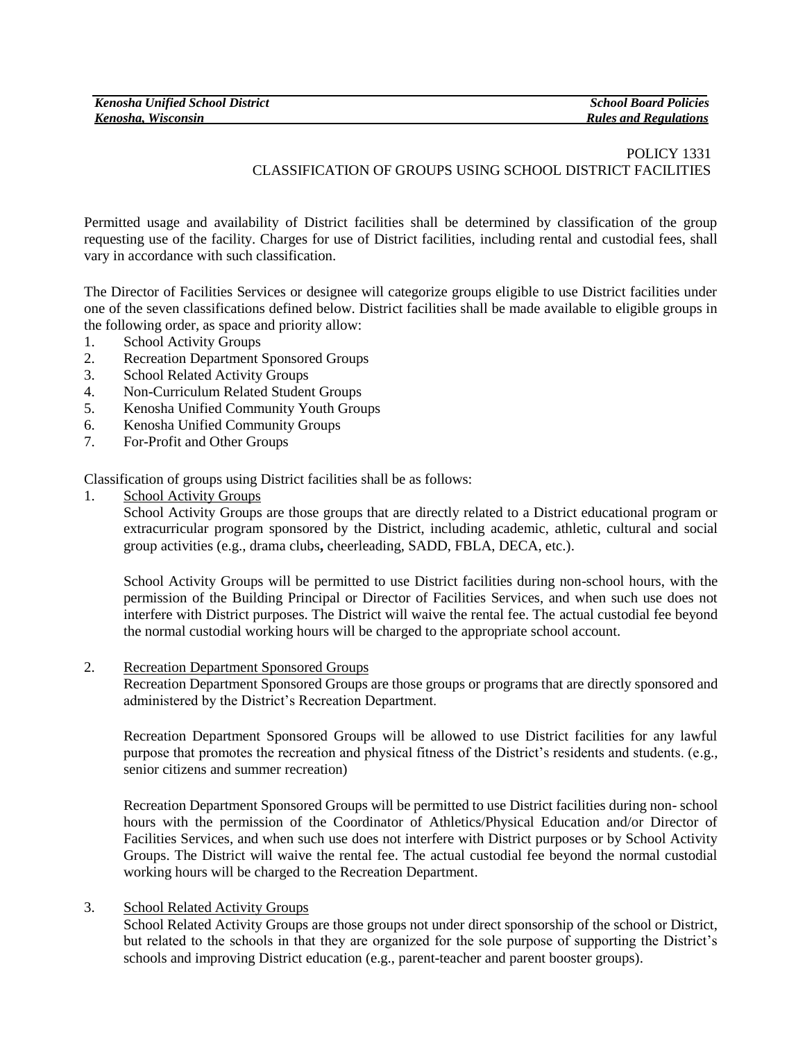POLICY 1331
# CLASSIFICATION OF GROUPS USING SCHOOL DISTRICT FACILITIES

Permitted usage and availability of District facilities shall be determined by classification of the group requesting use of the facility. Charges for use of District facilities, including rental and custodial fees, shall vary in accordance with such classification.

The Director of Facilities Services or designee will categorize groups eligible to use District facilities under one of the seven classifications defined below. District facilities shall be made available to eligible groups in the following order, as space and priority allow:

1. School Activity Groups
2. Recreation Department Sponsored Groups
3. School Related Activity Groups
4. Non-Curriculum Related Student Groups
5. Kenosha Unified Community Youth Groups
6. Kenosha Unified Community Groups
7. For-Profit and Other Groups

Classification of groups using District facilities shall be as follows:

1. School Activity Groups

   School Activity Groups are those groups that are directly related to a District educational program or extracurricular program sponsored by the District, including academic, athletic, cultural and social group activities (e.g., drama clubs**,** cheerleading, SADD, FBLA, DECA, etc.).

   School Activity Groups will be permitted to use District facilities during non-school hours, with the permission of the Building Principal or Director of Facilities Services, and when such use does not interfere with District purposes. The District will waive the rental fee. The actual custodial fee beyond the normal custodial working hours will be charged to the appropriate school account.

2. Recreation Department Sponsored Groups

   Recreation Department Sponsored Groups are those groups or programs that are directly sponsored and administered by the District's Recreation Department.

   Recreation Department Sponsored Groups will be allowed to use District facilities for any lawful purpose that promotes the recreation and physical fitness of the District's residents and students. (e.g., senior citizens and summer recreation)

   Recreation Department Sponsored Groups will be permitted to use District facilities during non- school hours with the permission of the Coordinator of Athletics/Physical Education and/or Director of Facilities Services, and when such use does not interfere with District purposes or by School Activity Groups. The District will waive the rental fee. The actual custodial fee beyond the normal custodial working hours will be charged to the Recreation Department.

3. School Related Activity Groups

   School Related Activity Groups are those groups not under direct sponsorship of the school or District, but related to the schools in that they are organized for the sole purpose of supporting the District's schools and improving District education (e.g., parent-teacher and parent booster groups).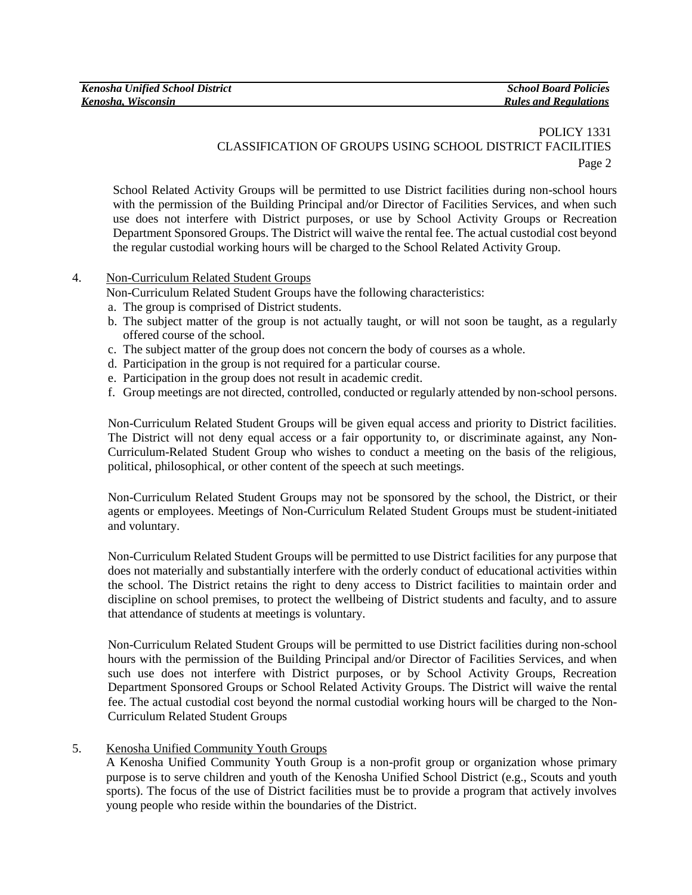School Related Activity Groups will be permitted to use District facilities during non-school hours with the permission of the Building Principal and/or Director of Facilities Services, and when such use does not interfere with District purposes, or use by School Activity Groups or Recreation Department Sponsored Groups. The District will waive the rental fee. The actual custodial cost beyond the regular custodial working hours will be charged to the School Related Activity Group.

4. Non-Curriculum Related Student Groups

   Non-Curriculum Related Student Groups have the following characteristics:

   a. The group is comprised of District students.
   b. The subject matter of the group is not actually taught, or will not soon be taught, as a regularly offered course of the school.
   c. The subject matter of the group does not concern the body of courses as a whole.
   d. Participation in the group is not required for a particular course.
   e. Participation in the group does not result in academic credit.
   f. Group meetings are not directed, controlled, conducted or regularly attended by non-school persons.

   Non-Curriculum Related Student Groups will be given equal access and priority to District facilities. The District will not deny equal access or a fair opportunity to, or discriminate against, any Non-Curriculum-Related Student Group who wishes to conduct a meeting on the basis of the religious, political, philosophical, or other content of the speech at such meetings.

   Non-Curriculum Related Student Groups may not be sponsored by the school, the District, or their agents or employees. Meetings of Non-Curriculum Related Student Groups must be student-initiated and voluntary.

   Non-Curriculum Related Student Groups will be permitted to use District facilities for any purpose that does not materially and substantially interfere with the orderly conduct of educational activities within the school. The District retains the right to deny access to District facilities to maintain order and discipline on school premises, to protect the wellbeing of District students and faculty, and to assure that attendance of students at meetings is voluntary.

   Non-Curriculum Related Student Groups will be permitted to use District facilities during non-school hours with the permission of the Building Principal and/or Director of Facilities Services, and when such use does not interfere with District purposes, or by School Activity Groups, Recreation Department Sponsored Groups or School Related Activity Groups. The District will waive the rental fee. The actual custodial cost beyond the normal custodial working hours will be charged to the Non-Curriculum Related Student Groups

5. Kenosha Unified Community Youth Groups

   A Kenosha Unified Community Youth Group is a non-profit group or organization whose primary purpose is to serve children and youth of the Kenosha Unified School District (e.g., Scouts and youth sports). The focus of the use of District facilities must be to provide a program that actively involves young people who reside within the boundaries of the District.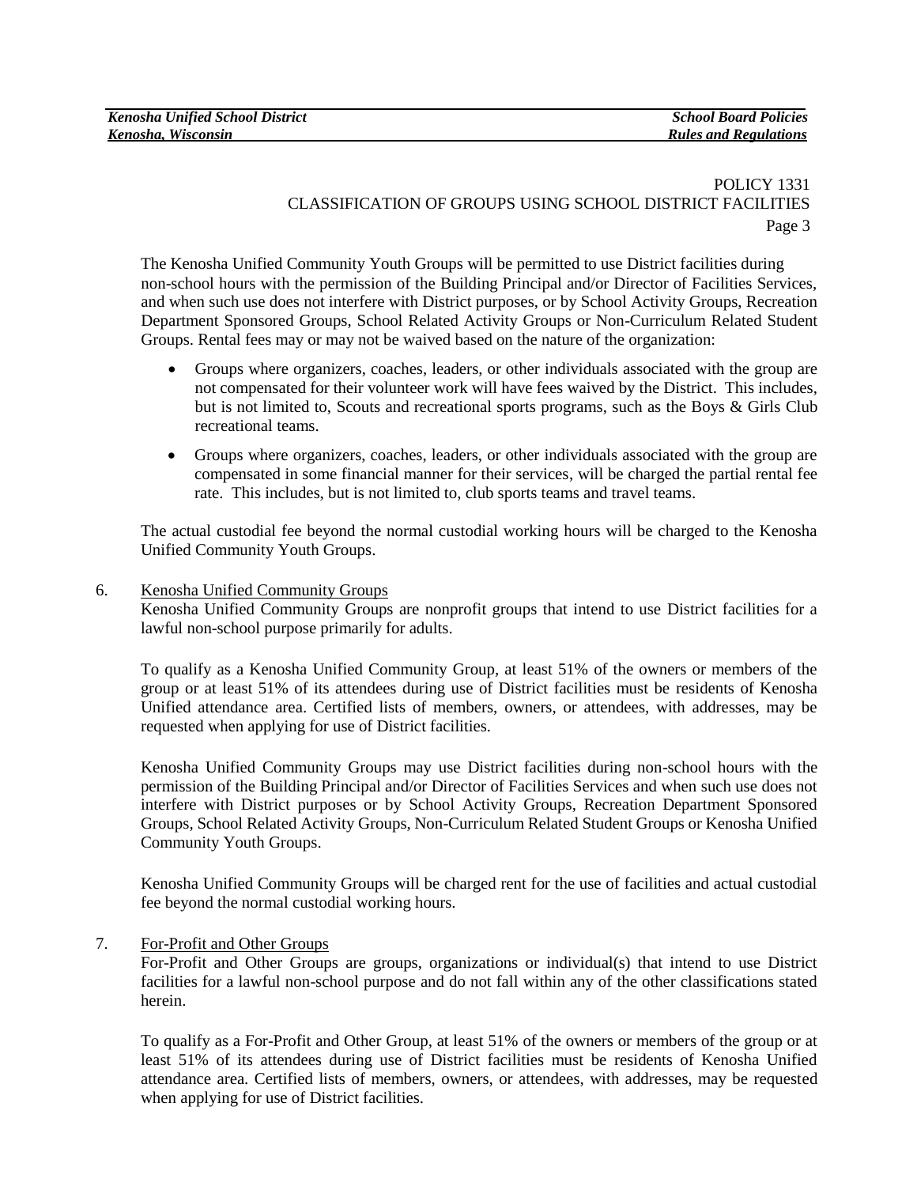The Kenosha Unified Community Youth Groups will be permitted to use District facilities during non-school hours with the permission of the Building Principal and/or Director of Facilities Services, and when such use does not interfere with District purposes, or by School Activity Groups, Recreation Department Sponsored Groups, School Related Activity Groups or Non-Curriculum Related Student Groups. Rental fees may or may not be waived based on the nature of the organization:

- Groups where organizers, coaches, leaders, or other individuals associated with the group are not compensated for their volunteer work will have fees waived by the District. This includes, but is not limited to, Scouts and recreational sports programs, such as the Boys & Girls Club recreational teams.
- Groups where organizers, coaches, leaders, or other individuals associated with the group are compensated in some financial manner for their services, will be charged the partial rental fee rate. This includes, but is not limited to, club sports teams and travel teams.

The actual custodial fee beyond the normal custodial working hours will be charged to the Kenosha Unified Community Youth Groups.

6. <u>Kenosha Unified Community Groups</u>

Kenosha Unified Community Groups are nonprofit groups that intend to use District facilities for a lawful non-school purpose primarily for adults.

To qualify as a Kenosha Unified Community Group, at least 51% of the owners or members of the group or at least 51% of its attendees during use of District facilities must be residents of Kenosha Unified attendance area. Certified lists of members, owners, or attendees, with addresses, may be requested when applying for use of District facilities.

Kenosha Unified Community Groups may use District facilities during non-school hours with the permission of the Building Principal and/or Director of Facilities Services and when such use does not interfere with District purposes or by School Activity Groups, Recreation Department Sponsored Groups, School Related Activity Groups, Non-Curriculum Related Student Groups or Kenosha Unified Community Youth Groups.

Kenosha Unified Community Groups will be charged rent for the use of facilities and actual custodial fee beyond the normal custodial working hours.

7. <u>For-Profit and Other Groups</u>

For-Profit and Other Groups are groups, organizations or individual(s) that intend to use District facilities for a lawful non-school purpose and do not fall within any of the other classifications stated herein.

To qualify as a For-Profit and Other Group, at least 51% of the owners or members of the group or at least 51% of its attendees during use of District facilities must be residents of Kenosha Unified attendance area. Certified lists of members, owners, or attendees, with addresses, may be requested when applying for use of District facilities.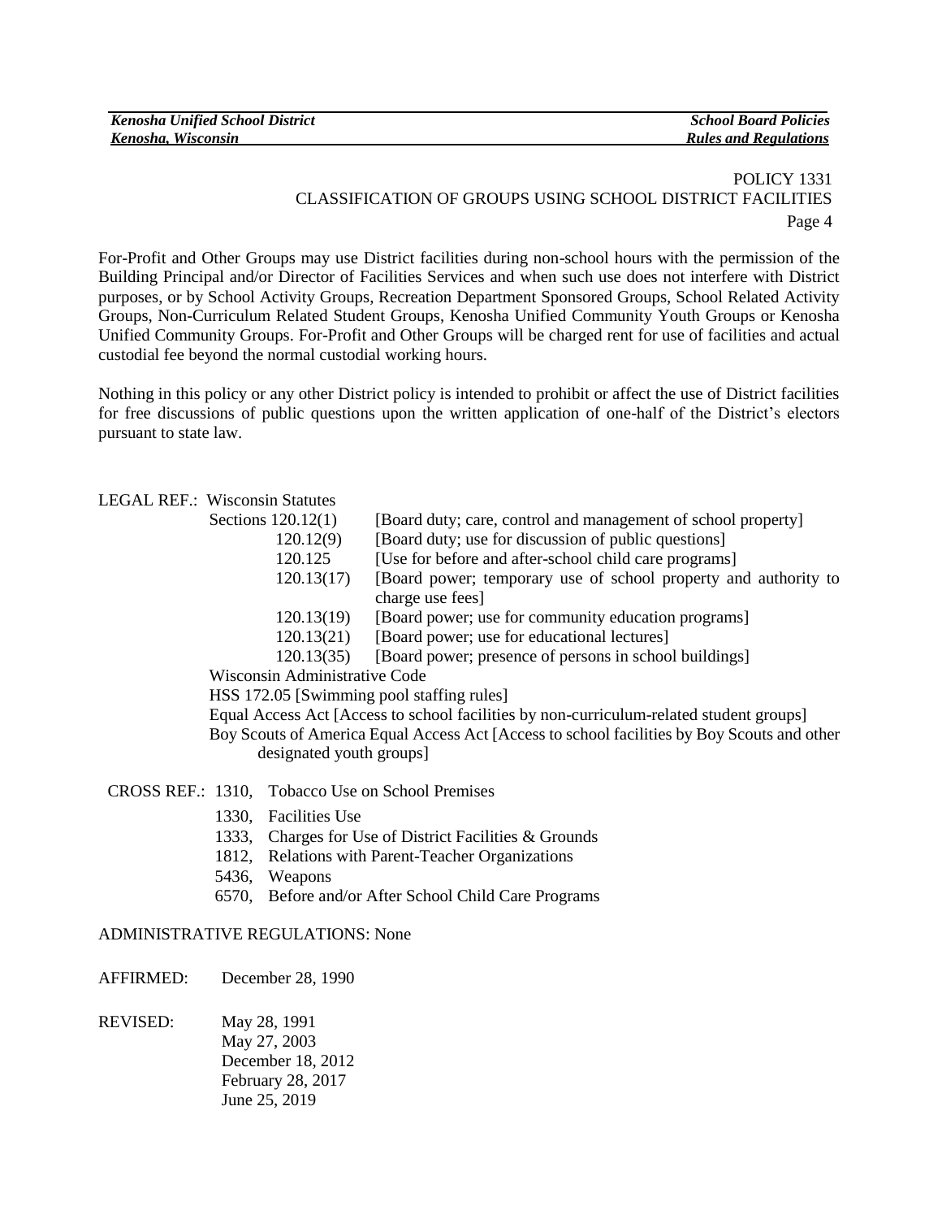POLICY 1331
CLASSIFICATION OF GROUPS USING SCHOOL DISTRICT FACILITIES

For-Profit and Other Groups may use District facilities during non-school hours with the permission of the Building Principal and/or Director of Facilities Services and when such use does not interfere with District purposes, or by School Activity Groups, Recreation Department Sponsored Groups, School Related Activity Groups, Non-Curriculum Related Student Groups, Kenosha Unified Community Youth Groups or Kenosha Unified Community Groups. For-Profit and Other Groups will be charged rent for use of facilities and actual custodial fee beyond the normal custodial working hours.

Nothing in this policy or any other District policy is intended to prohibit or affect the use of District facilities for free discussions of public questions upon the written application of one-half of the District's electors pursuant to state law.

LEGAL REF.: Wisconsin Statutes

| | |
|---|---|
| Sections 120.12(1) | [Board duty; care, control and management of school property] |
| 120.12(9) | [Board duty; use for discussion of public questions] |
| 120.125 | [Use for before and after-school child care programs] |
| 120.13(17) | [Board power; temporary use of school property and authority to charge use fees] |
| 120.13(19) | [Board power; use for community education programs] |
| 120.13(21) | [Board power; use for educational lectures] |
| 120.13(35) | [Board power; presence of persons in school buildings] |

Wisconsin Administrative Code

HSS 172.05 [Swimming pool staffing rules]

Equal Access Act [Access to school facilities by non-curriculum-related student groups]

Boy Scouts of America Equal Access Act [Access to school facilities by Boy Scouts and other designated youth groups]

CROSS REF.:
- 1310, Tobacco Use on School Premises
- 1330, Facilities Use
- 1333, Charges for Use of District Facilities & Grounds
- 1812, Relations with Parent-Teacher Organizations
- 5436, Weapons
- 6570, Before and/or After School Child Care Programs

ADMINISTRATIVE REGULATIONS: None

AFFIRMED: December 28, 1990

REVISED:
May 28, 1991
May 27, 2003
December 18, 2012
February 28, 2017
June 25, 2019